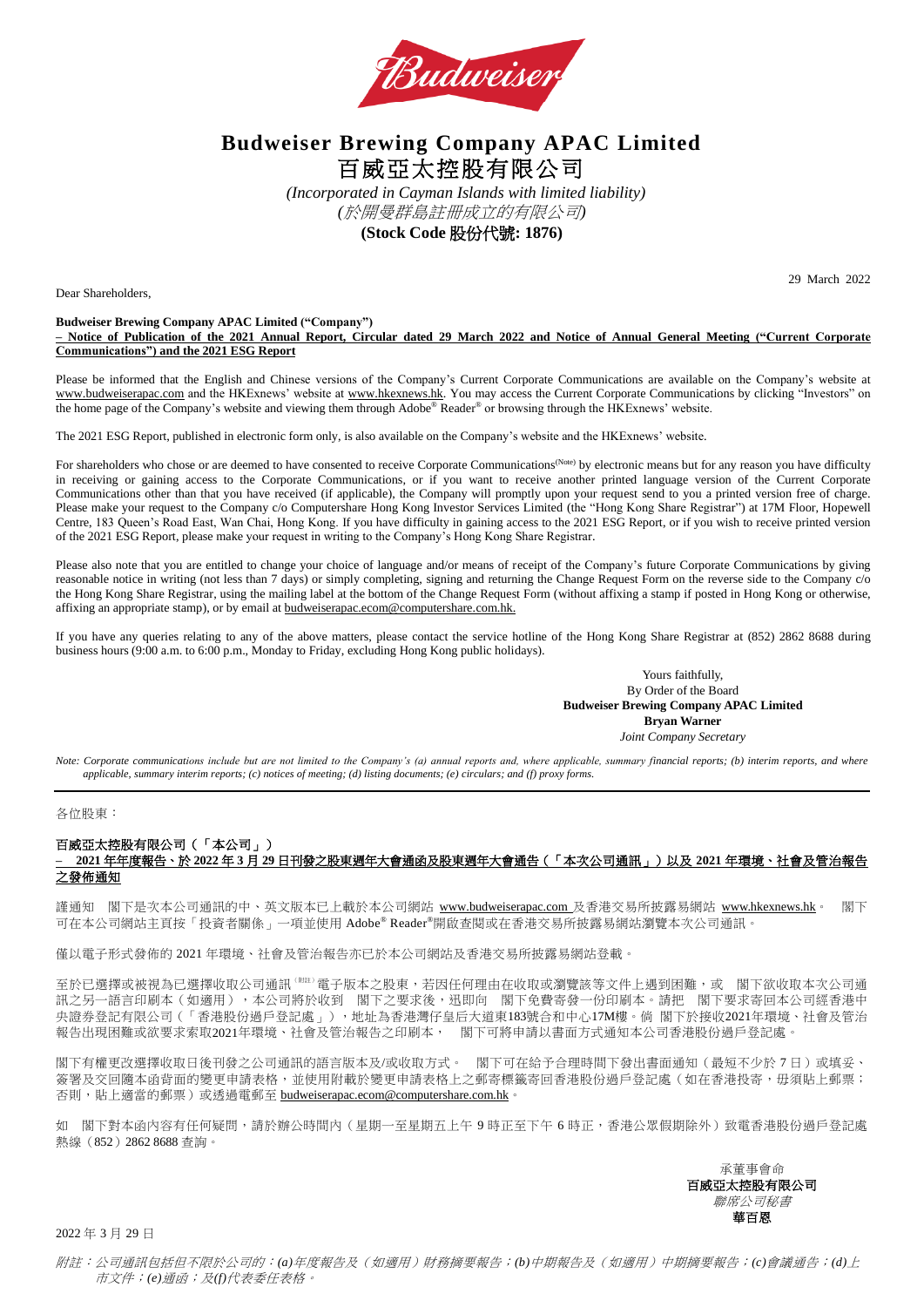# Budweiser Brewing Company APAC Limited
# 百威亞太控股有限公司

*(Incorporated in Cayman Islands with limited liability)*
*(於開曼群島註冊成立的有限公司)*
**(Stock Code 股份代號: 1876)**

29 March 2022

Dear Shareholders,

**Budweiser Brewing Company APAC Limited ("Company")**
**– Notice of Publication of the 2021 Annual Report, Circular dated 29 March 2022 and Notice of Annual General Meeting ("Current Corporate Communications") and the 2021 ESG Report**

Please be informed that the English and Chinese versions of the Company's Current Corporate Communications are available on the Company's website at www.budweiserapac.com and the HKExnews' website at www.hkexnews.hk. You may access the Current Corporate Communications by clicking "Investors" on the home page of the Company's website and viewing them through Adobe® Reader® or browsing through the HKExnews' website.

The 2021 ESG Report, published in electronic form only, is also available on the Company's website and the HKExnews' website.

For shareholders who chose or are deemed to have consented to receive Corporate Communications(Note) by electronic means but for any reason you have difficulty in receiving or gaining access to the Corporate Communications, or if you want to receive another printed language version of the Current Corporate Communications other than that you have received (if applicable), the Company will promptly upon your request send to you a printed version free of charge. Please make your request to the Company c/o Computershare Hong Kong Investor Services Limited (the "Hong Kong Share Registrar") at 17M Floor, Hopewell Centre, 183 Queen's Road East, Wan Chai, Hong Kong. If you have difficulty in gaining access to the 2021 ESG Report, or if you wish to receive printed version of the 2021 ESG Report, please make your request in writing to the Company's Hong Kong Share Registrar.

Please also note that you are entitled to change your choice of language and/or means of receipt of the Company's future Corporate Communications by giving reasonable notice in writing (not less than 7 days) or simply completing, signing and returning the Change Request Form on the reverse side to the Company c/o the Hong Kong Share Registrar, using the mailing label at the bottom of the Change Request Form (without affixing a stamp if posted in Hong Kong or otherwise, affixing an appropriate stamp), or by email at budweiserapac.ecom@computershare.com.hk.

If you have any queries relating to any of the above matters, please contact the service hotline of the Hong Kong Share Registrar at (852) 2862 8688 during business hours (9:00 a.m. to 6:00 p.m., Monday to Friday, excluding Hong Kong public holidays).

Yours faithfully,
By Order of the Board
**Budweiser Brewing Company APAC Limited**
**Bryan Warner**
*Joint Company Secretary*

*Note: Corporate communications include but are not limited to the Company's (a) annual reports and, where applicable, summary financial reports; (b) interim reports, and where applicable, summary interim reports; (c) notices of meeting; (d) listing documents; (e) circulars; and (f) proxy forms.*

---

各位股東：

**百威亞太控股有限公司（「本公司」）**
**– 2021 年年度報告、於 2022 年 3 月 29 日刊發之股東週年大會通函及股東週年大會通告（「本次公司通訊」）以及 2021 年環境、社會及管治報告之發佈通知**

謹通知 閣下是次本公司通訊的中、英文版本已上載於本公司網站 www.budweiserapac.com 及香港交易所披露易網站 www.hkexnews.hk。 閣下可在本公司網站主頁按「投資者關係」一項並使用 Adobe® Reader®開啟查閱或在香港交易所披露易網站瀏覽本次公司通訊。

僅以電子形式發佈的 2021 年環境、社會及管治報告亦已於本公司網站及香港交易所披露易網站登載。

至於已選擇或被視為已選擇收取公司通訊(附註)電子版本之股東，若因任何理由在收取或瀏覽該等文件上遇到困難，或 閣下欲收取本次公司通訊之另一語言印刷本（如適用），本公司將於收到 閣下之要求後，迅即向 閣下免費寄發一份印刷本。請把 閣下要求寄回本公司經香港中央證券登記有限公司（「香港股份過戶登記處」），地址為香港灣仔皇后大道東183號合和中心17M樓。倘 閣下於接收2021年環境、社會及管治報告出現困難或欲要求索取2021年環境、社會及管治報告之印刷本， 閣下可將申請以書面方式通知本公司香港股份過戶登記處。

閣下有權更改選擇收取日後刊發之公司通訊的語言版本及/或收取方式。 閣下可在給予合理時間下發出書面通知（最短不少於 7 日）或填妥、簽署及交回隨本函背面的變更申請表格，並使用附載於變更申請表格上之郵寄標籤寄回香港股份過戶登記處（如在香港投寄，毋須貼上郵票；否則，貼上適當的郵票）或透過電郵至 budweiserapac.ecom@computershare.com.hk。

如 閣下對本函內容有任何疑問，請於辦公時間內（星期一至星期五上午 9 時正至下午 6 時正，香港公眾假期除外）致電香港股份過戶登記處熱線（852）2862 8688 查詢。

承董事會命
**百威亞太控股有限公司**
*聯席公司秘書*
**華百恩**

2022 年 3 月 29 日

*附註：公司通訊包括但不限於公司的：(a)年度報告及（如適用）財務摘要報告；(b)中期報告及（如適用）中期摘要報告；(c)會議通告；(d)上市文件；(e)通函；及(f)代表委任表格。*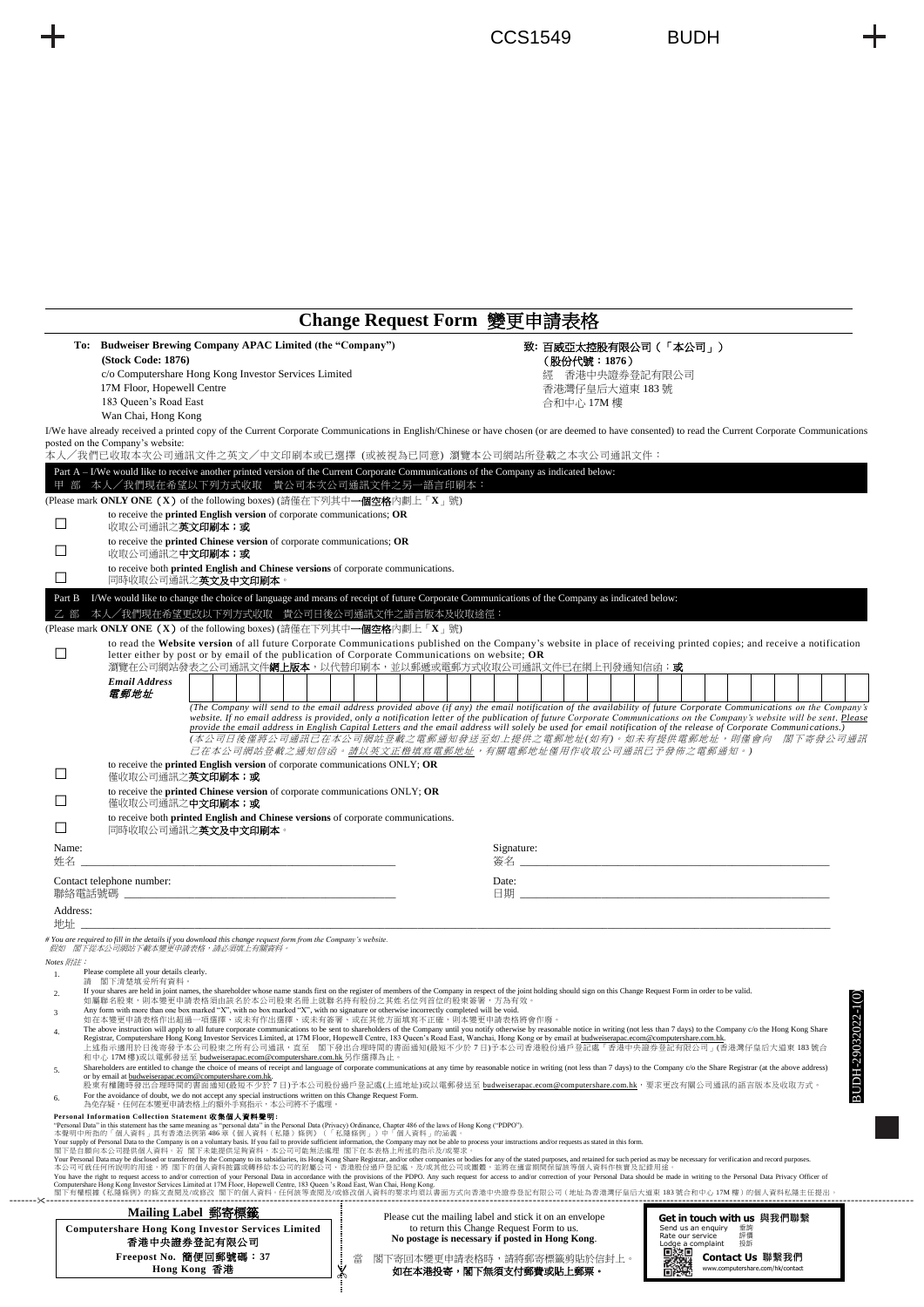CCS1549 BUDH

# Change Request Form 變更申請表格

**To: Budweiser Brewing Company APAC Limited (the "Company")**
**(Stock Code: 1876)**
c/o Computershare Hong Kong Investor Services Limited
17M Floor, Hopewell Centre
183 Queen's Road East
Wan Chai, Hong Kong

**致: 百威亞太控股有限公司（「本公司」）**
**（股份代號：1876）**
經 香港中央證券登記有限公司
香港灣仔皇后大道東 183 號
合和中心 17M 樓

I/We have already received a printed copy of the Current Corporate Communications in English/Chinese or have chosen (or are deemed to have consented) to read the Current Corporate Communications posted on the Company's website:
本人╱我們已收取本次公司通訊文件之英文╱中文印刷本或已選擇（或被視為已同意）瀏覽本公司網站所登載之本次公司通訊文件：

**Part A – I/We would like to receive another printed version of the Current Corporate Communications of the Company as indicated below:**
**甲 部 本人╱我們現在希望以下列方式收取 貴公司本次公司通訊文件之另一語言印刷本：**

(Please mark **ONLY ONE** (**X**) of the following boxes) (請僅在下列其中**一個空格**內劃上「**X**」號)

- ☐ to receive the **printed English version** of corporate communications; **OR**
  收取公司通訊之**英文印刷本；或**
- ☐ to receive the **printed Chinese version** of corporate communications; **OR**
  收取公司通訊之**中文印刷本；或**
- ☐ to receive both **printed English and Chinese versions** of corporate communications.
  同時收取公司通訊之**英文及中文印刷本**。

**Part B I/We would like to change the choice of language and means of receipt of future Corporate Communications of the Company as indicated below:**
**乙 部 本人╱我們現在希望更改以下列方式收取 貴公司日後公司通訊文件之語言版本及收取途徑：**

(Please mark **ONLY ONE** (**X**) of the following boxes) (請僅在下列其中**一個空格**內劃上「**X**」號)

- ☐ to read the **Website version** of all future Corporate Communications published on the Company's website in place of receiving printed copies; and receive a notification letter either by post or by email of the publication of Corporate Communications on website; **OR**
  瀏覽在公司網站發表之公司通訊文件**網上版本**，以代替印刷本，並以郵遞或電郵方式收取公司通訊文件已在網上刊發通知信函；**或**

  ***Email Address 電郵地址*** ______________________

  *(The Company will send to the email address provided above (if any) the email notification of the availability of future Corporate Communications on the Company's website. If no email address is provided, only a notification letter of the publication of future Corporate Communications on the Company's website will be sent. Please provide the email address in English Capital Letters and the email address will solely be used for email notification of the release of Corporate Communications.)*
  *(本公司日後僅將公司通訊已在本公司網站登載之電郵通知發送至如上提供之電郵地址(如有)。如未有提供電郵地址，則僅會向 閣下寄發公司通訊已在本公司網站登載之通知信函。請以英文正楷填寫電郵地址，有關電郵地址僅用作收取公司通訊已予發佈之電郵通知。)*
- ☐ to receive the **printed English version** of corporate communications ONLY; **OR**
  僅收取公司通訊之**英文印刷本；或**
- ☐ to receive the **printed Chinese version** of corporate communications ONLY; **OR**
  僅收取公司通訊之**中文印刷本；或**
- ☐ to receive both **printed English and Chinese versions** of corporate communications.
  同時收取公司通訊之**英文及中文印刷本**。

Name: 姓名 ______________________
Signature: 簽名 ______________________
Contact telephone number: 聯絡電話號碼 ______________________
Date: 日期 ______________________
Address: 地址 ______________________

*# You are required to fill in the details if you download this change request form from the Company's website.*
*假如 閣下從本公司網站下載本變更申請表格，請必須填上有關資料。*

*Notes 附註：*

1. Please complete all your details clearly.
   請 閣下清楚填妥所有資料。
2. If your shares are held in joint names, the shareholder whose name stands first on the register of members of the Company in respect of the joint holding should sign on this Change Request Form in order to be valid.
   如屬聯名股東，則本變更申請表格須由該名於本公司股東名冊上就聯名持有股份之其姓名位列首位的股東簽署，方為有效。
3. Any form with more than one box marked "X", with no signature or otherwise incorrectly completed will be void.
   如在本變更申請表格作出超過一項選擇、或未有作出選擇、或未有簽署、或在其他方面填寫不正確，則本變更申請表格將會作廢。
4. The above instruction will apply to all future corporate communications to be sent to shareholders of the Company until you notify otherwise by reasonable notice in writing (not less than 7 days) to the Company c/o the Hong Kong Share Registrar, Computershare Hong Kong Investor Services Limited, at 17M Floor, Hopewell Centre, 183 Queen's Road East, Wanchai, Hong Kong or by email at budweiserapac.ecom@computershare.com.hk.
   上述指示適用於日後寄發予本公司股東之所有公司通訊，直至 閣下發出合理時間的書面通知(最少不少於 7 日)予本公司香港股份過戶登記處「香港中央證券登記有限公司」(香港灣仔皇后大道東 183 號合和中心 17M 樓)或以電郵發送至 budweiserapac.ecom@computershare.com.hk 另作選擇為止。
5. Shareholders are entitled to change the choice of means of receipt and language of corporate communications at any time by reasonable notice in writing (not less than 7 days) to the Company c/o the Share Registrar (at the above address) or by email at budweiserapac.ecom@computershare.com.hk.
   股東有權隨時發出合理時間的書面通知(最短不少於 7 日)予本公司股份過戶登記處(上述地址)或以電郵發送至 budweiserapac.ecom@computershare.com.hk，要求更改有關公司通訊的語言版本及收取方式。
6. For the avoidance of doubt, we do not accept any special instructions written on this Change Request Form.
   為免存疑，任何在本變更申請表格上的額外手寫指示，本公司將不予處理。

**Personal Information Collection Statement 收集個人資料聲明：**

"Personal Data" in this statement has the same meaning as "personal data" in the Personal Data (Privacy) Ordinance, Chapter 486 of the laws of Hong Kong ("PDPO").
本聲明中所指的「個人資料」具有香港法例第 486 章《個人資料（私隱）條例》（「私隱條例」）中「個人資料」的涵義。
Your supply of Personal Data to the Company is on a voluntary basis. If you fail to provide sufficient information, the Company may not be able to process your instructions and/or requests as stated in this form.
閣下是自願向本公司提供個人資料。若 閣下未能提供足夠資料，本公司可能無法處理 閣下在本表格上所述的指示及/或要求。
Your Personal Data may be disclosed or transferred by the Company to its subsidiaries, its Hong Kong Share Registrar, and/or other companies or bodies for any of the stated purposes, and retained for such period as may be necessary for verification and record purposes.
本公司可就任何所說明的用途，將 閣下的個人資料披露或轉移給本公司的附屬公司、香港股份過戶登記處，及/或其他公司或團體，並將在適當期間保留該等個人資料作核實及記錄用途。
You have the right to request access to and/or correction of your Personal Data in accordance with the provisions of the PDPO. Any such request for access to and/or correction of your Personal Data should be made in writing to the Personal Data Privacy Officer of Computershare Hong Kong Investor Services Limited at 17M Floor, Hopewell Centre, 183 Queen's Road East, Wan Chai, Hong Kong.
閣下有權根據《私隱條例》的條文查閱及/或修改 閣下的個人資料。任何該等查閱及/或修改個人資料的要求均須以書面方式向香港中央證券登記有限公司（地址為香港灣仔皇后大道東 183 號合和中心 17M 樓）的個人資料私隱主任提出。

BUDH-29032022-1(0)

---

**Mailing Label 郵寄標籤**

**Computershare Hong Kong Investor Services Limited**
**香港中央證券登記有限公司**
**Freepost No. 簡便回郵號碼：37**
**Hong Kong 香港**

Please cut the mailing label and stick it on an envelope to return this Change Request Form to us.
**No postage is necessary if posted in Hong Kong.**
當 閣下寄回本變更申請表格時，請將郵寄標籤剪貼於信封上。
**如在本港投寄，閣下無須支付郵費或貼上郵票。**

**Get in touch with us 與我們聯繫**
Send us an enquiry 查詢
Rate our service 評價
Lodge a complaint 投訴
**Contact Us 聯繫我們**
www.computershare.com/hk/contact